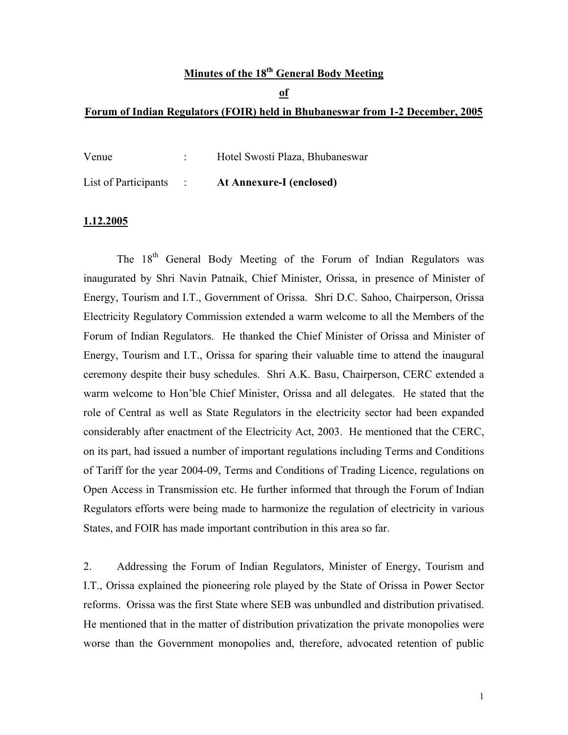# Minutes of the 18th General Body Meeting

## of

## Forum of Indian Regulators (FOIR) held in Bhubaneswar from 1-2 December, 2005

Venue : Hotel Swosti Plaza, Bhubaneswar

List of Participants : **At Annexure-I (enclosed)**

**1.12.2005**

The 18th General Body Meeting of the Forum of Indian Regulators was inaugurated by Shri Navin Patnaik, Chief Minister, Orissa, in presence of Minister of Energy, Tourism and I.T., Government of Orissa. Shri D.C. Sahoo, Chairperson, Orissa Electricity Regulatory Commission extended a warm welcome to all the Members of the Forum of Indian Regulators. He thanked the Chief Minister of Orissa and Minister of Energy, Tourism and I.T., Orissa for sparing their valuable time to attend the inaugural ceremony despite their busy schedules. Shri A.K. Basu, Chairperson, CERC extended a warm welcome to Hon'ble Chief Minister, Orissa and all delegates. He stated that the role of Central as well as State Regulators in the electricity sector had been expanded considerably after enactment of the Electricity Act, 2003. He mentioned that the CERC, on its part, had issued a number of important regulations including Terms and Conditions of Tariff for the year 2004-09, Terms and Conditions of Trading Licence, regulations on Open Access in Transmission etc. He further informed that through the Forum of Indian Regulators efforts were being made to harmonize the regulation of electricity in various States, and FOIR has made important contribution in this area so far.

2. Addressing the Forum of Indian Regulators, Minister of Energy, Tourism and I.T., Orissa explained the pioneering role played by the State of Orissa in Power Sector reforms. Orissa was the first State where SEB was unbundled and distribution privatised. He mentioned that in the matter of distribution privatization the private monopolies were worse than the Government monopolies and, therefore, advocated retention of public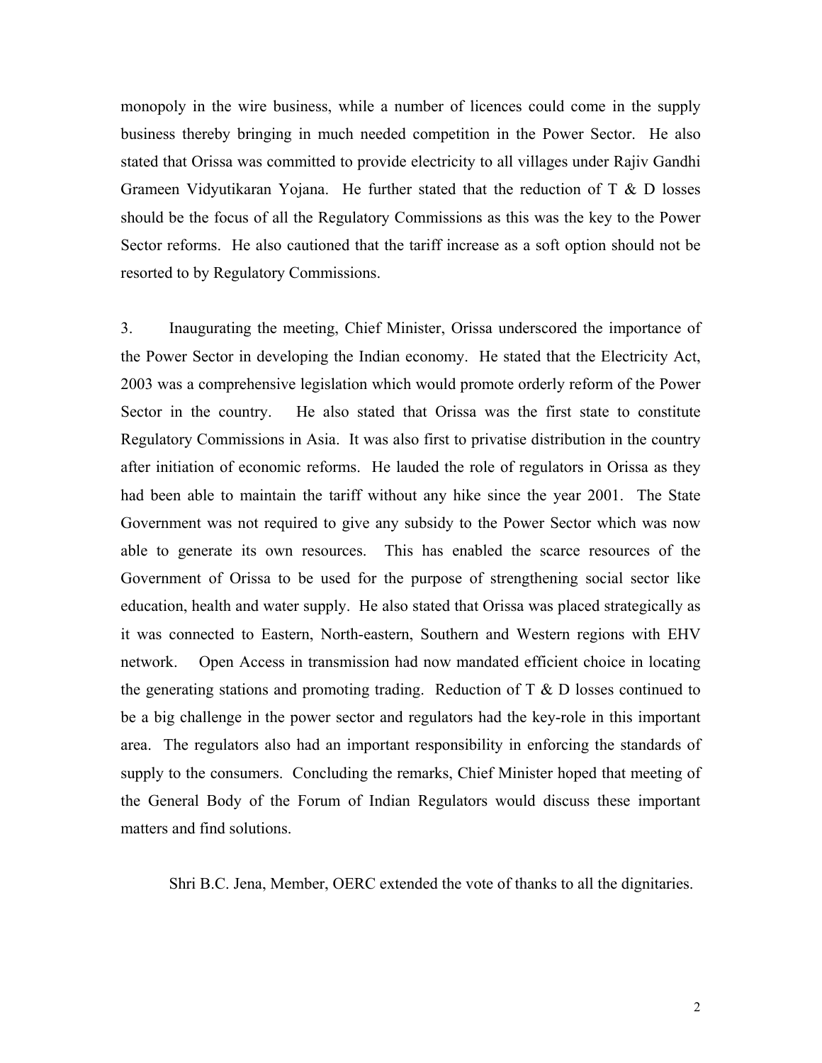monopoly in the wire business, while a number of licences could come in the supply business thereby bringing in much needed competition in the Power Sector. He also stated that Orissa was committed to provide electricity to all villages under Rajiv Gandhi Grameen Vidyutikaran Yojana. He further stated that the reduction of T & D losses should be the focus of all the Regulatory Commissions as this was the key to the Power Sector reforms. He also cautioned that the tariff increase as a soft option should not be resorted to by Regulatory Commissions.

3. Inaugurating the meeting, Chief Minister, Orissa underscored the importance of the Power Sector in developing the Indian economy. He stated that the Electricity Act, 2003 was a comprehensive legislation which would promote orderly reform of the Power Sector in the country. He also stated that Orissa was the first state to constitute Regulatory Commissions in Asia. It was also first to privatise distribution in the country after initiation of economic reforms. He lauded the role of regulators in Orissa as they had been able to maintain the tariff without any hike since the year 2001. The State Government was not required to give any subsidy to the Power Sector which was now able to generate its own resources. This has enabled the scarce resources of the Government of Orissa to be used for the purpose of strengthening social sector like education, health and water supply. He also stated that Orissa was placed strategically as it was connected to Eastern, North-eastern, Southern and Western regions with EHV network. Open Access in transmission had now mandated efficient choice in locating the generating stations and promoting trading. Reduction of T & D losses continued to be a big challenge in the power sector and regulators had the key-role in this important area. The regulators also had an important responsibility in enforcing the standards of supply to the consumers. Concluding the remarks, Chief Minister hoped that meeting of the General Body of the Forum of Indian Regulators would discuss these important matters and find solutions.

Shri B.C. Jena, Member, OERC extended the vote of thanks to all the dignitaries.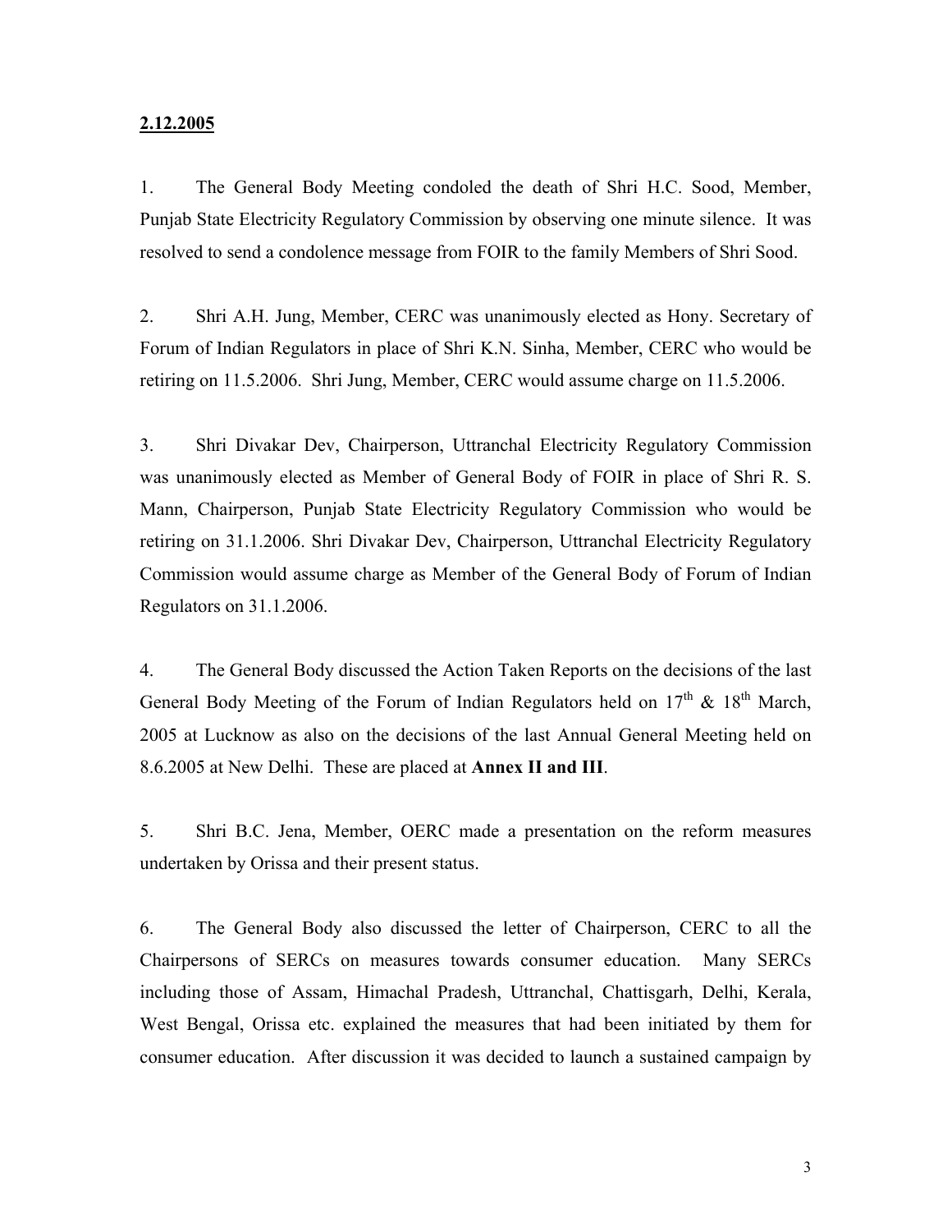**2.12.2005**

1. The General Body Meeting condoled the death of Shri H.C. Sood, Member, Punjab State Electricity Regulatory Commission by observing one minute silence. It was resolved to send a condolence message from FOIR to the family Members of Shri Sood.

2. Shri A.H. Jung, Member, CERC was unanimously elected as Hony. Secretary of Forum of Indian Regulators in place of Shri K.N. Sinha, Member, CERC who would be retiring on 11.5.2006. Shri Jung, Member, CERC would assume charge on 11.5.2006.

3. Shri Divakar Dev, Chairperson, Uttranchal Electricity Regulatory Commission was unanimously elected as Member of General Body of FOIR in place of Shri R. S. Mann, Chairperson, Punjab State Electricity Regulatory Commission who would be retiring on 31.1.2006. Shri Divakar Dev, Chairperson, Uttranchal Electricity Regulatory Commission would assume charge as Member of the General Body of Forum of Indian Regulators on 31.1.2006.

4. The General Body discussed the Action Taken Reports on the decisions of the last General Body Meeting of the Forum of Indian Regulators held on 17th & 18th March, 2005 at Lucknow as also on the decisions of the last Annual General Meeting held on 8.6.2005 at New Delhi. These are placed at **Annex II and III**.

5. Shri B.C. Jena, Member, OERC made a presentation on the reform measures undertaken by Orissa and their present status.

6. The General Body also discussed the letter of Chairperson, CERC to all the Chairpersons of SERCs on measures towards consumer education. Many SERCs including those of Assam, Himachal Pradesh, Uttranchal, Chattisgarh, Delhi, Kerala, West Bengal, Orissa etc. explained the measures that had been initiated by them for consumer education. After discussion it was decided to launch a sustained campaign by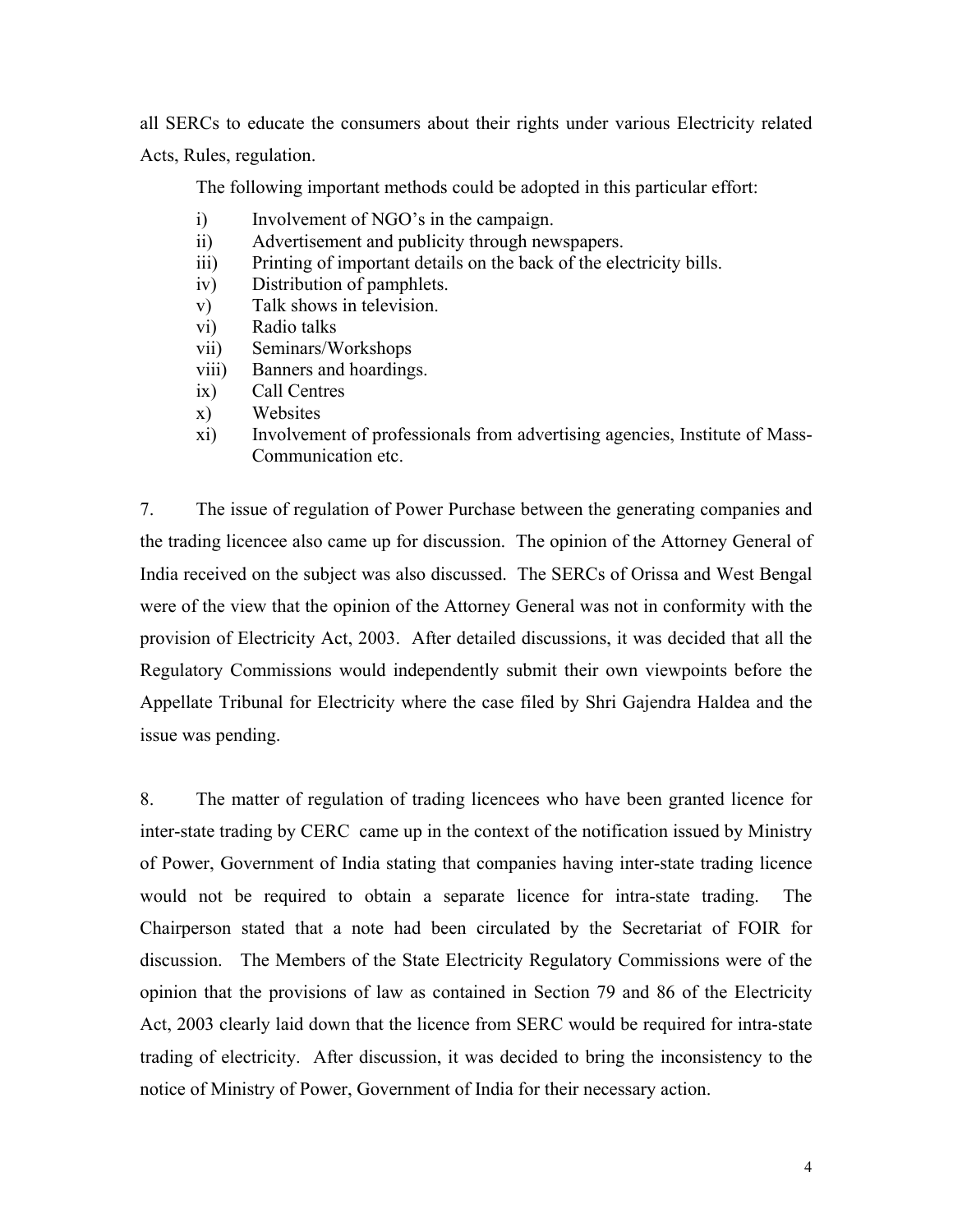all SERCs to educate the consumers about their rights under various Electricity related Acts, Rules, regulation.

The following important methods could be adopted in this particular effort:

i) Involvement of NGO's in the campaign.
ii) Advertisement and publicity through newspapers.
iii) Printing of important details on the back of the electricity bills.
iv) Distribution of pamphlets.
v) Talk shows in television.
vi) Radio talks
vii) Seminars/Workshops
viii) Banners and hoardings.
ix) Call Centres
x) Websites
xi) Involvement of professionals from advertising agencies, Institute of Mass-Communication etc.

7. The issue of regulation of Power Purchase between the generating companies and the trading licencee also came up for discussion. The opinion of the Attorney General of India received on the subject was also discussed. The SERCs of Orissa and West Bengal were of the view that the opinion of the Attorney General was not in conformity with the provision of Electricity Act, 2003. After detailed discussions, it was decided that all the Regulatory Commissions would independently submit their own viewpoints before the Appellate Tribunal for Electricity where the case filed by Shri Gajendra Haldea and the issue was pending.

8. The matter of regulation of trading licencees who have been granted licence for inter-state trading by CERC came up in the context of the notification issued by Ministry of Power, Government of India stating that companies having inter-state trading licence would not be required to obtain a separate licence for intra-state trading. The Chairperson stated that a note had been circulated by the Secretariat of FOIR for discussion. The Members of the State Electricity Regulatory Commissions were of the opinion that the provisions of law as contained in Section 79 and 86 of the Electricity Act, 2003 clearly laid down that the licence from SERC would be required for intra-state trading of electricity. After discussion, it was decided to bring the inconsistency to the notice of Ministry of Power, Government of India for their necessary action.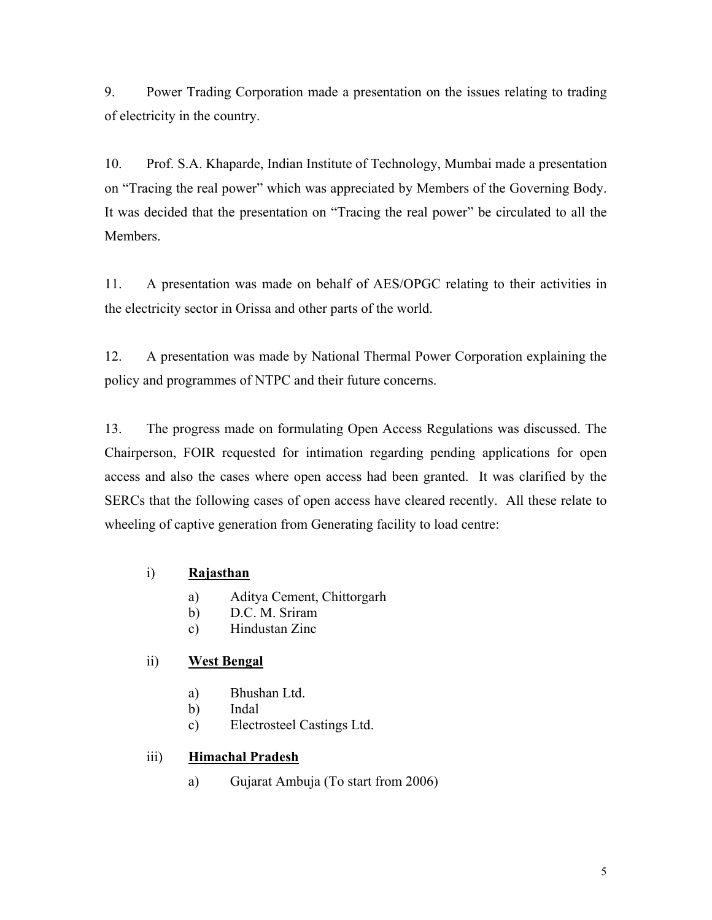9. Power Trading Corporation made a presentation on the issues relating to trading of electricity in the country.

10. Prof. S.A. Khaparde, Indian Institute of Technology, Mumbai made a presentation on "Tracing the real power" which was appreciated by Members of the Governing Body. It was decided that the presentation on "Tracing the real power" be circulated to all the Members.

11. A presentation was made on behalf of AES/OPGC relating to their activities in the electricity sector in Orissa and other parts of the world.

12. A presentation was made by National Thermal Power Corporation explaining the policy and programmes of NTPC and their future concerns.

13. The progress made on formulating Open Access Regulations was discussed. The Chairperson, FOIR requested for intimation regarding pending applications for open access and also the cases where open access had been granted. It was clarified by the SERCs that the following cases of open access have cleared recently. All these relate to wheeling of captive generation from Generating facility to load centre:

i) **Rajasthan**

   a) Aditya Cement, Chittorgarh
   b) D.C. M. Sriram
   c) Hindustan Zinc

ii) **West Bengal**

   a) Bhushan Ltd.
   b) Indal
   c) Electrosteel Castings Ltd.

iii) **Himachal Pradesh**

   a) Gujarat Ambuja (To start from 2006)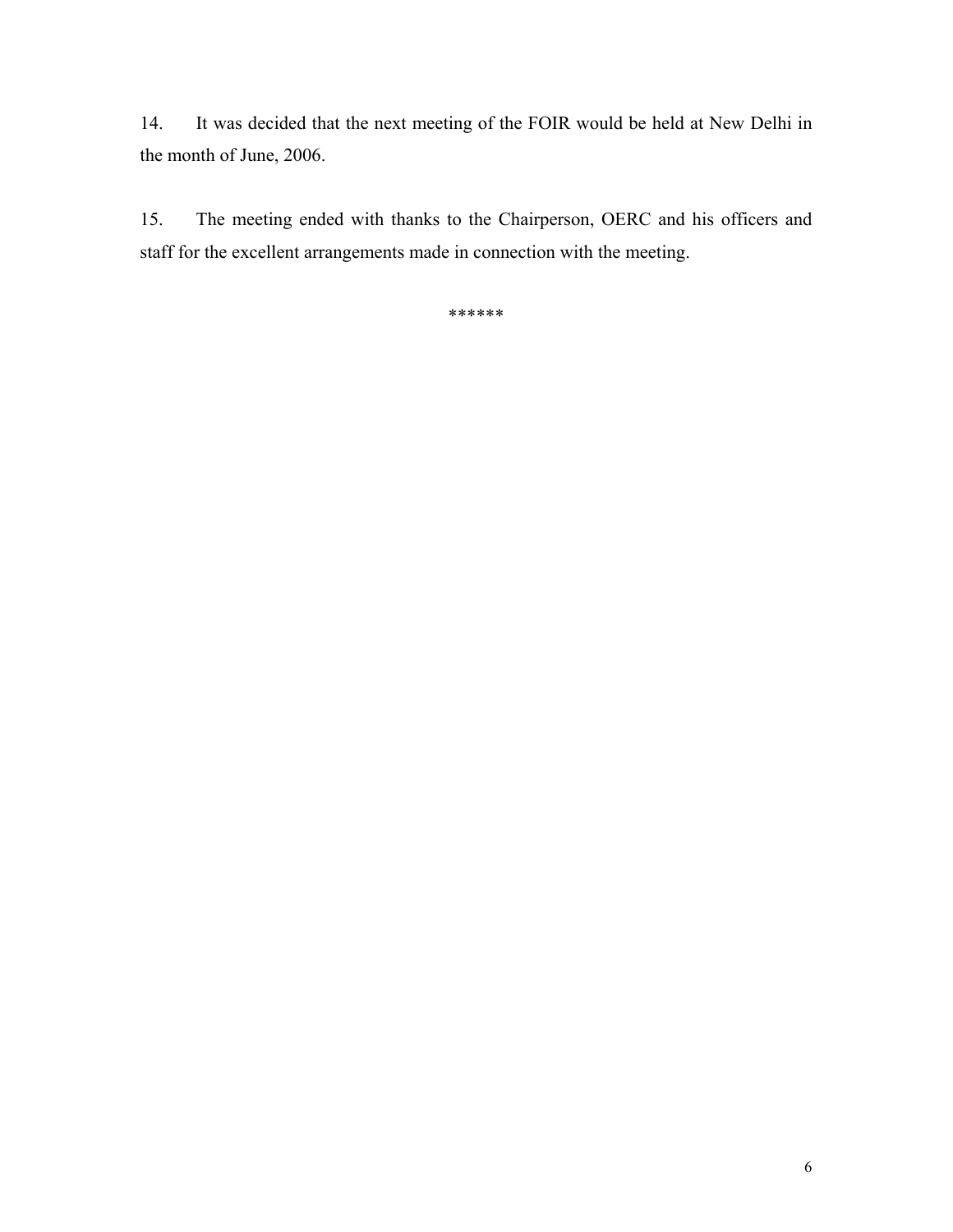14. It was decided that the next meeting of the FOIR would be held at New Delhi in the month of June, 2006.

15. The meeting ended with thanks to the Chairperson, OERC and his officers and staff for the excellent arrangements made in connection with the meeting.

******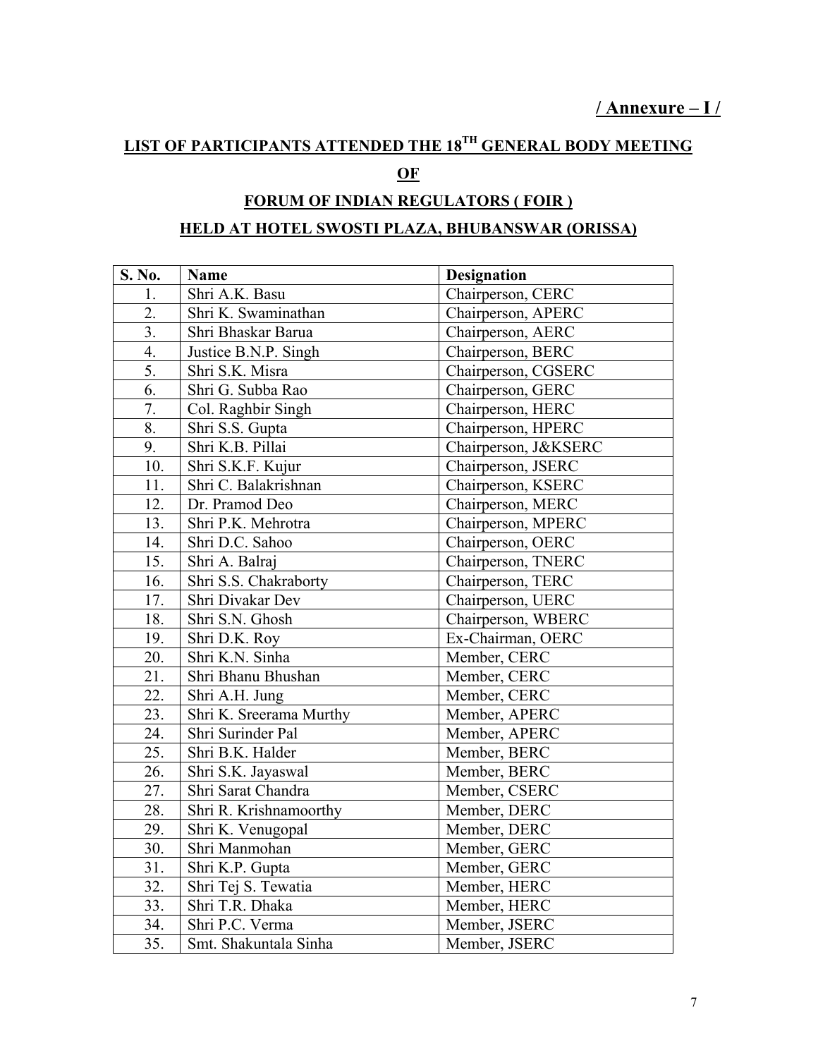**/ Annexure – I /**

## LIST OF PARTICIPANTS ATTENDED THE 18TH GENERAL BODY MEETING

## OF

## FORUM OF INDIAN REGULATORS ( FOIR )

## HELD AT HOTEL SWOSTI PLAZA, BHUBANSWAR (ORISSA)

| S. No. | Name | Designation |
|---|---|---|
| 1. | Shri A.K. Basu | Chairperson, CERC |
| 2. | Shri K. Swaminathan | Chairperson, APERC |
| 3. | Shri Bhaskar Barua | Chairperson, AERC |
| 4. | Justice B.N.P. Singh | Chairperson, BERC |
| 5. | Shri S.K. Misra | Chairperson, CGSERC |
| 6. | Shri G. Subba Rao | Chairperson, GERC |
| 7. | Col. Raghbir Singh | Chairperson, HERC |
| 8. | Shri S.S. Gupta | Chairperson, HPERC |
| 9. | Shri K.B. Pillai | Chairperson, J&KSERC |
| 10. | Shri S.K.F. Kujur | Chairperson, JSERC |
| 11. | Shri C. Balakrishnan | Chairperson, KSERC |
| 12. | Dr. Pramod Deo | Chairperson, MERC |
| 13. | Shri P.K. Mehrotra | Chairperson, MPERC |
| 14. | Shri D.C. Sahoo | Chairperson, OERC |
| 15. | Shri A. Balraj | Chairperson, TNERC |
| 16. | Shri S.S. Chakraborty | Chairperson, TERC |
| 17. | Shri Divakar Dev | Chairperson, UERC |
| 18. | Shri S.N. Ghosh | Chairperson, WBERC |
| 19. | Shri D.K. Roy | Ex-Chairman, OERC |
| 20. | Shri K.N. Sinha | Member, CERC |
| 21. | Shri Bhanu Bhushan | Member, CERC |
| 22. | Shri A.H. Jung | Member, CERC |
| 23. | Shri K. Sreerama Murthy | Member, APERC |
| 24. | Shri Surinder Pal | Member, APERC |
| 25. | Shri B.K. Halder | Member, BERC |
| 26. | Shri S.K. Jayaswal | Member, BERC |
| 27. | Shri Sarat Chandra | Member, CSERC |
| 28. | Shri R. Krishnamoorthy | Member, DERC |
| 29. | Shri K. Venugopal | Member, DERC |
| 30. | Shri Manmohan | Member, GERC |
| 31. | Shri K.P. Gupta | Member, GERC |
| 32. | Shri Tej S. Tewatia | Member, HERC |
| 33. | Shri T.R. Dhaka | Member, HERC |
| 34. | Shri P.C. Verma | Member, JSERC |
| 35. | Smt. Shakuntala Sinha | Member, JSERC |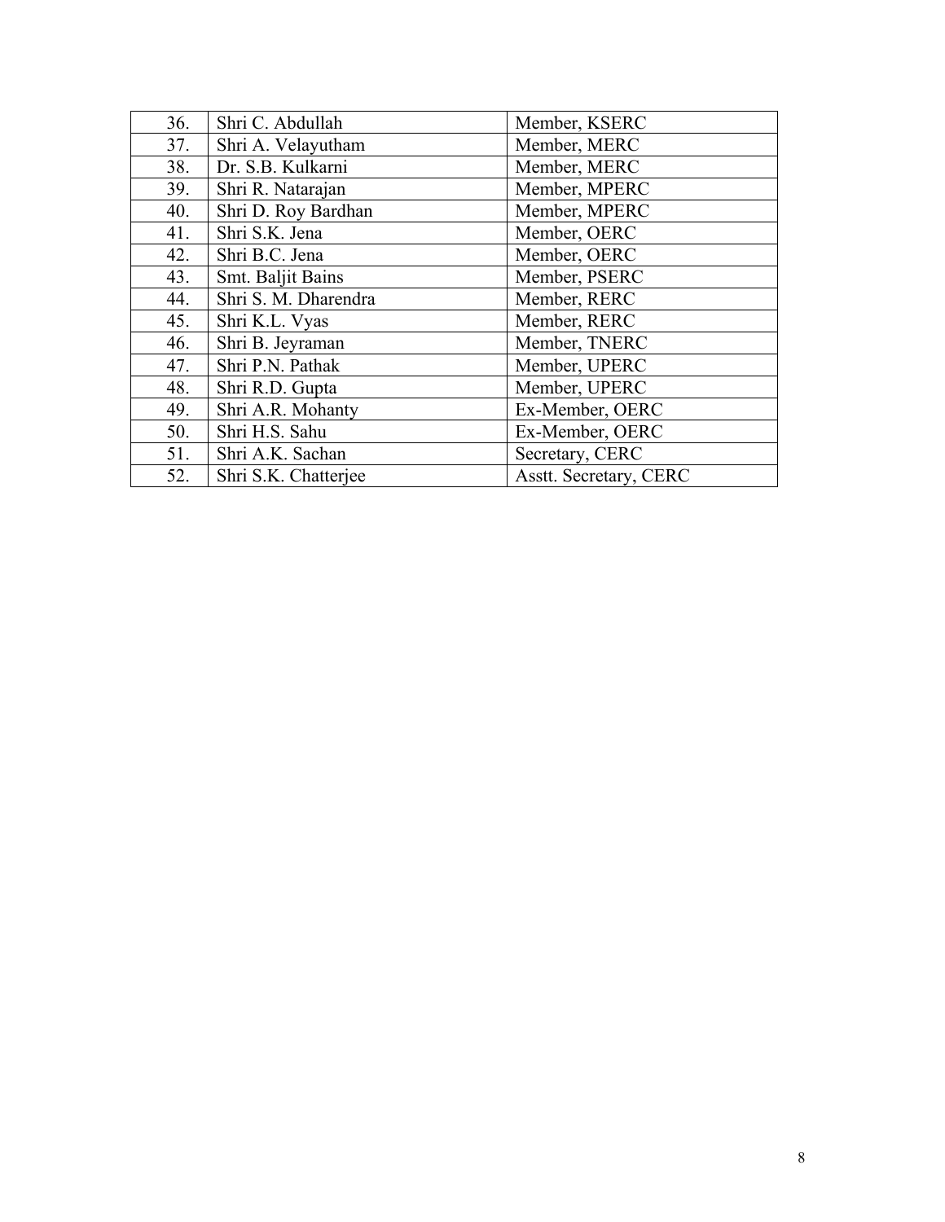| 36. | Shri C. Abdullah | Member, KSERC |
|---|---|---|
| 37. | Shri A. Velayutham | Member, MERC |
| 38. | Dr. S.B. Kulkarni | Member, MERC |
| 39. | Shri R. Natarajan | Member, MPERC |
| 40. | Shri D. Roy Bardhan | Member, MPERC |
| 41. | Shri S.K. Jena | Member, OERC |
| 42. | Shri B.C. Jena | Member, OERC |
| 43. | Smt. Baljit Bains | Member, PSERC |
| 44. | Shri S. M. Dharendra | Member, RERC |
| 45. | Shri K.L. Vyas | Member, RERC |
| 46. | Shri B. Jeyraman | Member, TNERC |
| 47. | Shri P.N. Pathak | Member, UPERC |
| 48. | Shri R.D. Gupta | Member, UPERC |
| 49. | Shri A.R. Mohanty | Ex-Member, OERC |
| 50. | Shri H.S. Sahu | Ex-Member, OERC |
| 51. | Shri A.K. Sachan | Secretary, CERC |
| 52. | Shri S.K. Chatterjee | Asstt. Secretary, CERC |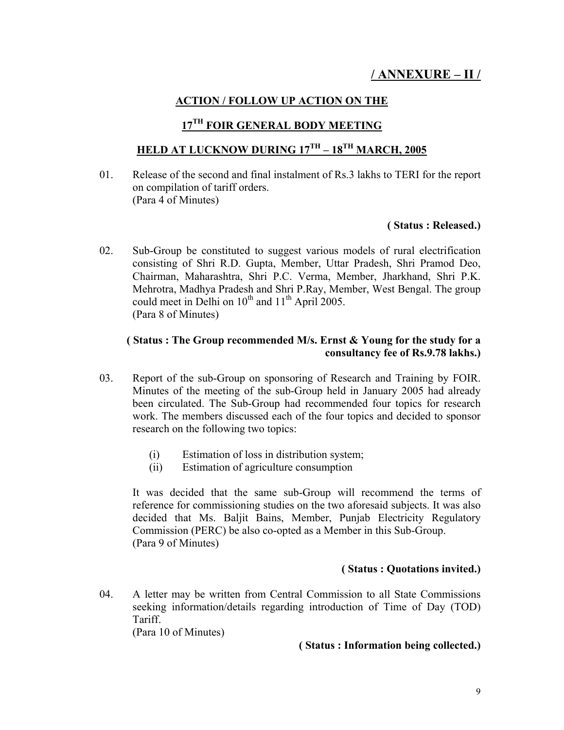## / ANNEXURE – II /

### ACTION / FOLLOW UP ACTION ON THE

### 17TH FOIR GENERAL BODY MEETING

### HELD AT LUCKNOW DURING 17TH – 18TH MARCH, 2005

01. Release of the second and final instalment of Rs.3 lakhs to TERI for the report on compilation of tariff orders.
(Para 4 of Minutes)

**( Status : Released.)**

02. Sub-Group be constituted to suggest various models of rural electrification consisting of Shri R.D. Gupta, Member, Uttar Pradesh, Shri Pramod Deo, Chairman, Maharashtra, Shri P.C. Verma, Member, Jharkhand, Shri P.K. Mehrotra, Madhya Pradesh and Shri P.Ray, Member, West Bengal. The group could meet in Delhi on 10th and 11th April 2005.
(Para 8 of Minutes)

**( Status : The Group recommended M/s. Ernst & Young for the study for a consultancy fee of Rs.9.78 lakhs.)**

03. Report of the sub-Group on sponsoring of Research and Training by FOIR. Minutes of the meeting of the sub-Group held in January 2005 had already been circulated. The Sub-Group had recommended four topics for research work. The members discussed each of the four topics and decided to sponsor research on the following two topics:

    (i) Estimation of loss in distribution system;
    (ii) Estimation of agriculture consumption

    It was decided that the same sub-Group will recommend the terms of reference for commissioning studies on the two aforesaid subjects. It was also decided that Ms. Baljit Bains, Member, Punjab Electricity Regulatory Commission (PERC) be also co-opted as a Member in this Sub-Group.
    (Para 9 of Minutes)

**( Status : Quotations invited.)**

04. A letter may be written from Central Commission to all State Commissions seeking information/details regarding introduction of Time of Day (TOD) Tariff.
(Para 10 of Minutes)

**( Status : Information being collected.)**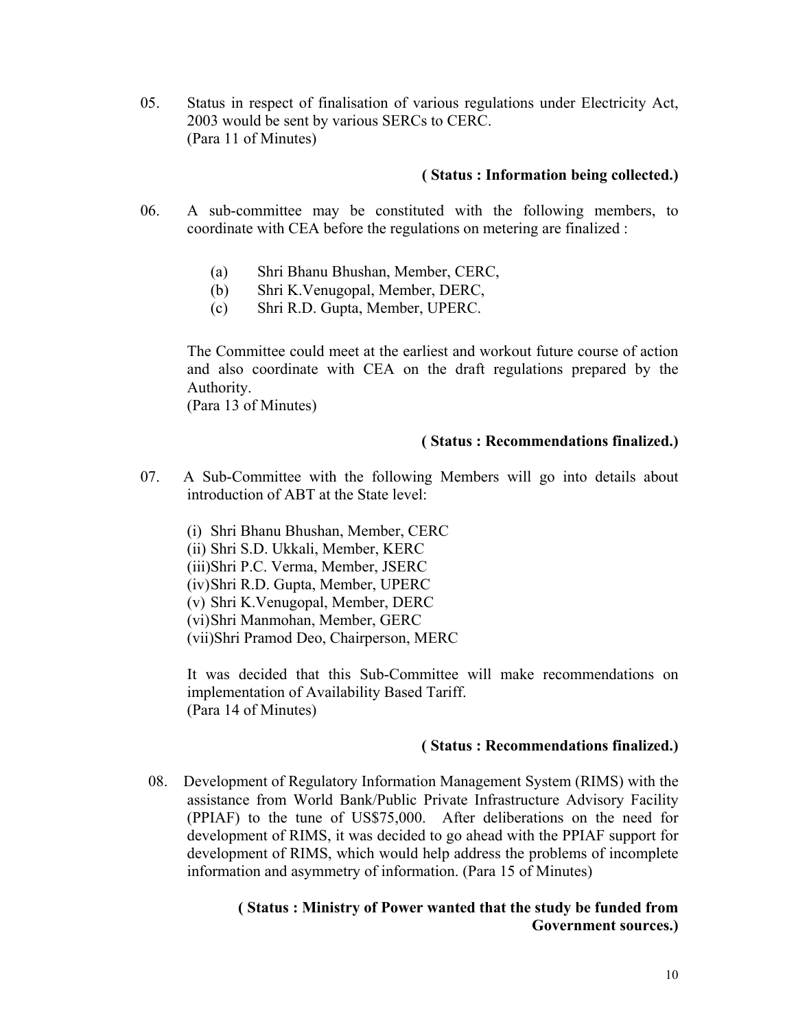05. Status in respect of finalisation of various regulations under Electricity Act, 2003 would be sent by various SERCs to CERC.
(Para 11 of Minutes)

**( Status : Information being collected.)**

06. A sub-committee may be constituted with the following members, to coordinate with CEA before the regulations on metering are finalized :

(a) Shri Bhanu Bhushan, Member, CERC,
(b) Shri K.Venugopal, Member, DERC,
(c) Shri R.D. Gupta, Member, UPERC.

The Committee could meet at the earliest and workout future course of action and also coordinate with CEA on the draft regulations prepared by the Authority.
(Para 13 of Minutes)

**( Status : Recommendations finalized.)**

07. A Sub-Committee with the following Members will go into details about introduction of ABT at the State level:

(i) Shri Bhanu Bhushan, Member, CERC
(ii) Shri S.D. Ukkali, Member, KERC
(iii) Shri P.C. Verma, Member, JSERC
(iv) Shri R.D. Gupta, Member, UPERC
(v) Shri K.Venugopal, Member, DERC
(vi) Shri Manmohan, Member, GERC
(vii) Shri Pramod Deo, Chairperson, MERC

It was decided that this Sub-Committee will make recommendations on implementation of Availability Based Tariff.
(Para 14 of Minutes)

**( Status : Recommendations finalized.)**

08. Development of Regulatory Information Management System (RIMS) with the assistance from World Bank/Public Private Infrastructure Advisory Facility (PPIAF) to the tune of US$75,000. After deliberations on the need for development of RIMS, it was decided to go ahead with the PPIAF support for development of RIMS, which would help address the problems of incomplete information and asymmetry of information. (Para 15 of Minutes)

**( Status : Ministry of Power wanted that the study be funded from Government sources.)**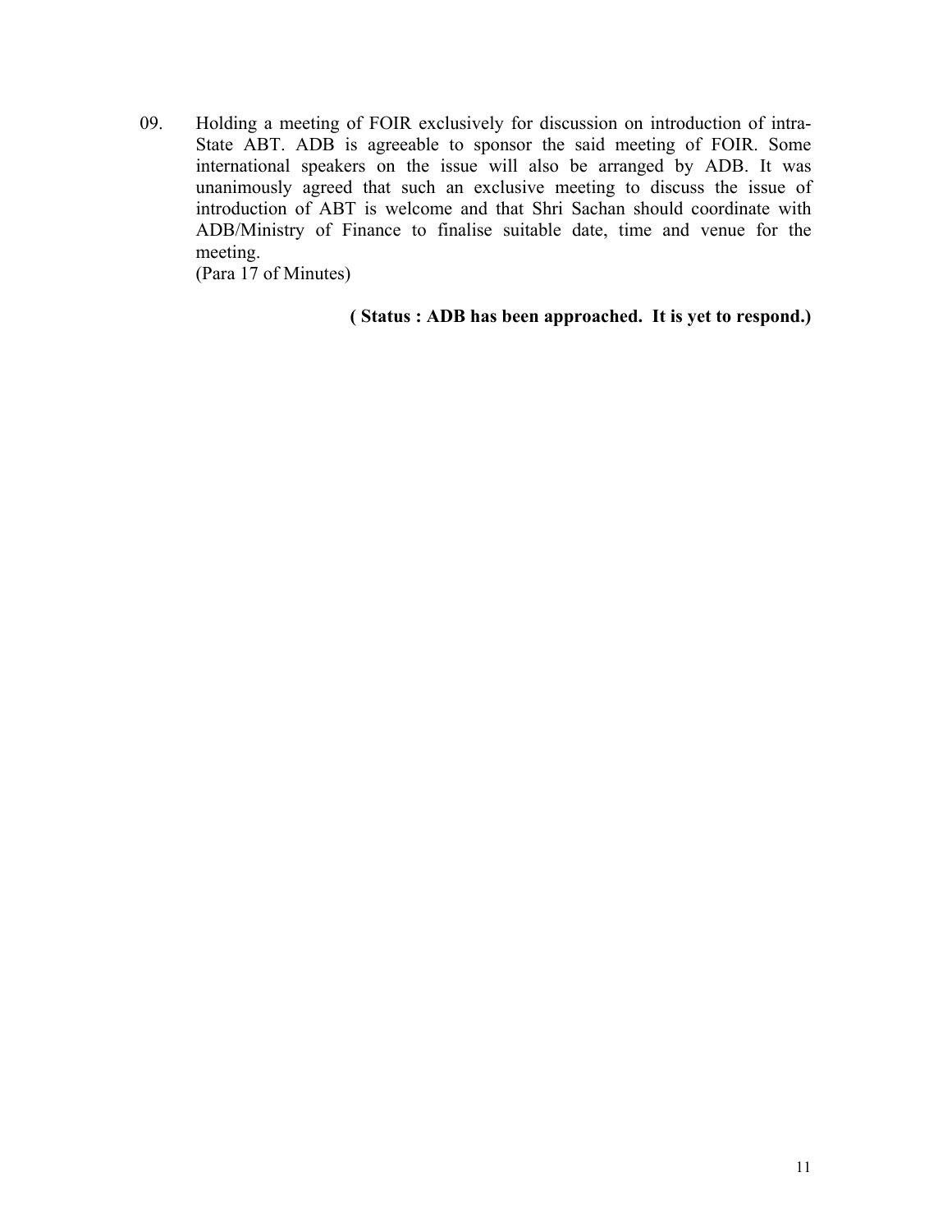09. Holding a meeting of FOIR exclusively for discussion on introduction of intra-State ABT. ADB is agreeable to sponsor the said meeting of FOIR. Some international speakers on the issue will also be arranged by ADB. It was unanimously agreed that such an exclusive meeting to discuss the issue of introduction of ABT is welcome and that Shri Sachan should coordinate with ADB/Ministry of Finance to finalise suitable date, time and venue for the meeting.
(Para 17 of Minutes)

**( Status : ADB has been approached. It is yet to respond.)**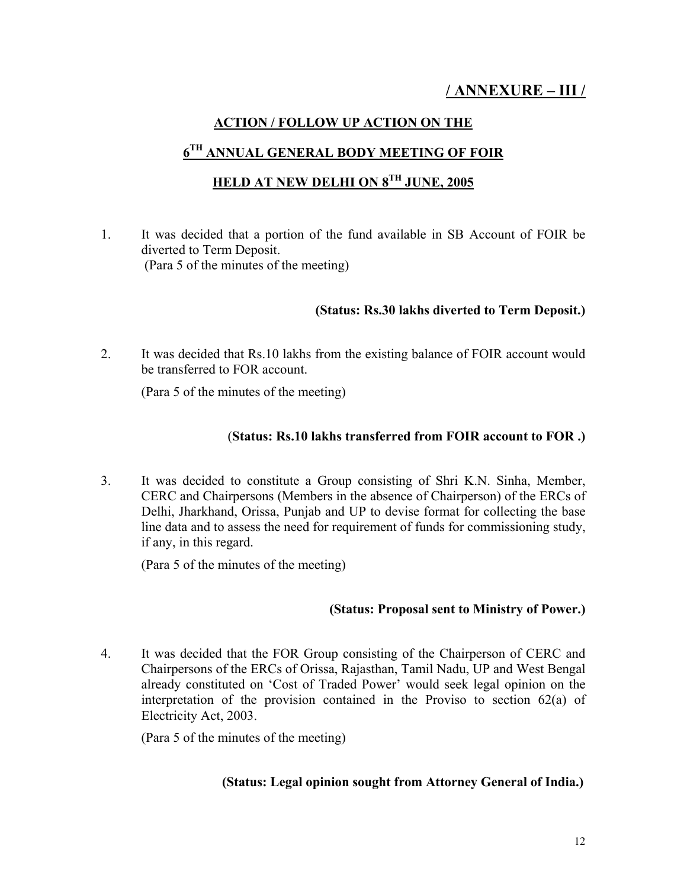# / ANNEXURE – III /

## ACTION / FOLLOW UP ACTION ON THE

## 6TH ANNUAL GENERAL BODY MEETING OF FOIR

## HELD AT NEW DELHI ON 8TH JUNE, 2005

1. It was decided that a portion of the fund available in SB Account of FOIR be diverted to Term Deposit.
   (Para 5 of the minutes of the meeting)

   **(Status: Rs.30 lakhs diverted to Term Deposit.)**

2. It was decided that Rs.10 lakhs from the existing balance of FOIR account would be transferred to FOR account.

   (Para 5 of the minutes of the meeting)

   (**Status: Rs.10 lakhs transferred from FOIR account to FOR .)**

3. It was decided to constitute a Group consisting of Shri K.N. Sinha, Member, CERC and Chairpersons (Members in the absence of Chairperson) of the ERCs of Delhi, Jharkhand, Orissa, Punjab and UP to devise format for collecting the base line data and to assess the need for requirement of funds for commissioning study, if any, in this regard.

   (Para 5 of the minutes of the meeting)

   **(Status: Proposal sent to Ministry of Power.)**

4. It was decided that the FOR Group consisting of the Chairperson of CERC and Chairpersons of the ERCs of Orissa, Rajasthan, Tamil Nadu, UP and West Bengal already constituted on 'Cost of Traded Power' would seek legal opinion on the interpretation of the provision contained in the Proviso to section 62(a) of Electricity Act, 2003.

   (Para 5 of the minutes of the meeting)

   **(Status: Legal opinion sought from Attorney General of India.)**